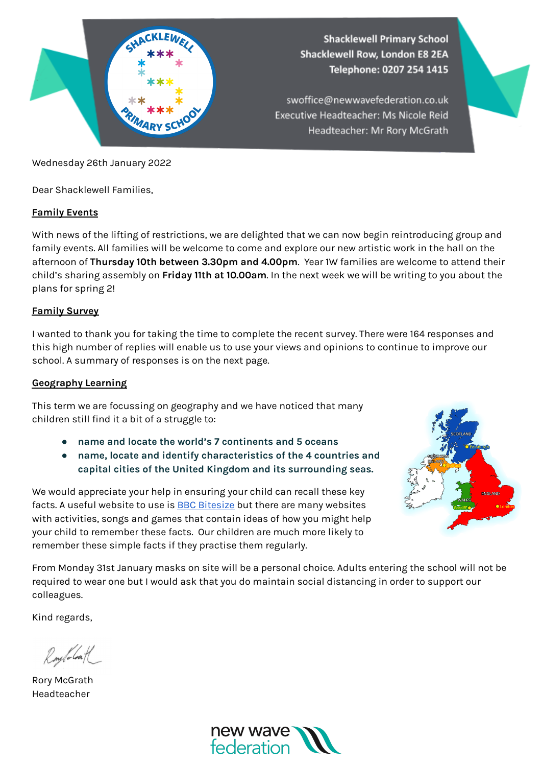Shackelwell Primary School
Shacklewell Row, London E8 2EA
Telephone: 0207 254 1415

swoffice@newwavefederation.co.uk
Executive Headteacher: Ms Nicole Reid
Headteacher: Mr Rory McGrath

Wednesday 26th January 2022

Dear Shacklewell Families,

## Family Events

With news of the lifting of restrictions, we are delighted that we can now begin reintroducing group and family events. All families will be welcome to come and explore our new artistic work in the hall on the afternoon of **Thursday 10th between 3.30pm and 4.00pm**. Year 1W families are welcome to attend their child's sharing assembly on **Friday 11th at 10.00am**. In the next week we will be writing to you about the plans for spring 2!

## Family Survey

I wanted to thank you for taking the time to complete the recent survey. There were 164 responses and this high number of replies will enable us to use your views and opinions to continue to improve our school. A summary of responses is on the next page.

## Geography Learning

This term we are focussing on geography and we have noticed that many children still find it a bit of a struggle to:

- **name and locate the world's 7 continents and 5 oceans**
- **name, locate and identify characteristics of the 4 countries and capital cities of the United Kingdom and its surrounding seas.**

We would appreciate your help in ensuring your child can recall these key facts. A useful website to use is [BBC Bitesize]() but there are many websites with activities, songs and games that contain ideas of how you might help your child to remember these facts. Our children are much more likely to remember these simple facts if they practise them regularly.

From Monday 31st January masks on site will be a personal choice. Adults entering the school will not be required to wear one but I would ask that you do maintain social distancing in order to support our colleagues.

Kind regards,

Rory McGrath
Headteacher

new wave federation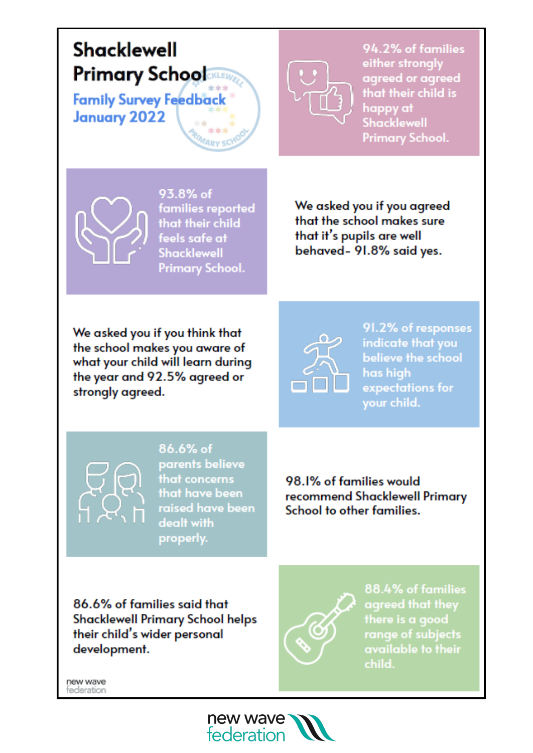# Shacklewell Primary School

## Family Survey Feedback January 2022

94.2% of families either strongly agreed or agreed that their child is happy at Shacklewell Primary School.

93.8% of families reported that their child feels safe at Shacklewell Primary School.

We asked you if you agreed that the school makes sure that it's pupils are well behaved- 91.8% said yes.

We asked you if you think that the school makes you aware of what your child will learn during the year and 92.5% agreed or strongly agreed.

91.2% of responses indicate that you believe the school has high expectations for your child.

86.6% of parents believe that concerns that have been raised have been dealt with properly.

98.1% of families would recommend Shacklewell Primary School to other families.

86.6% of families said that Shacklewell Primary School helps their child's wider personal development.

88.4% of families agreed that they there is a good range of subjects available to their child.

new wave federation